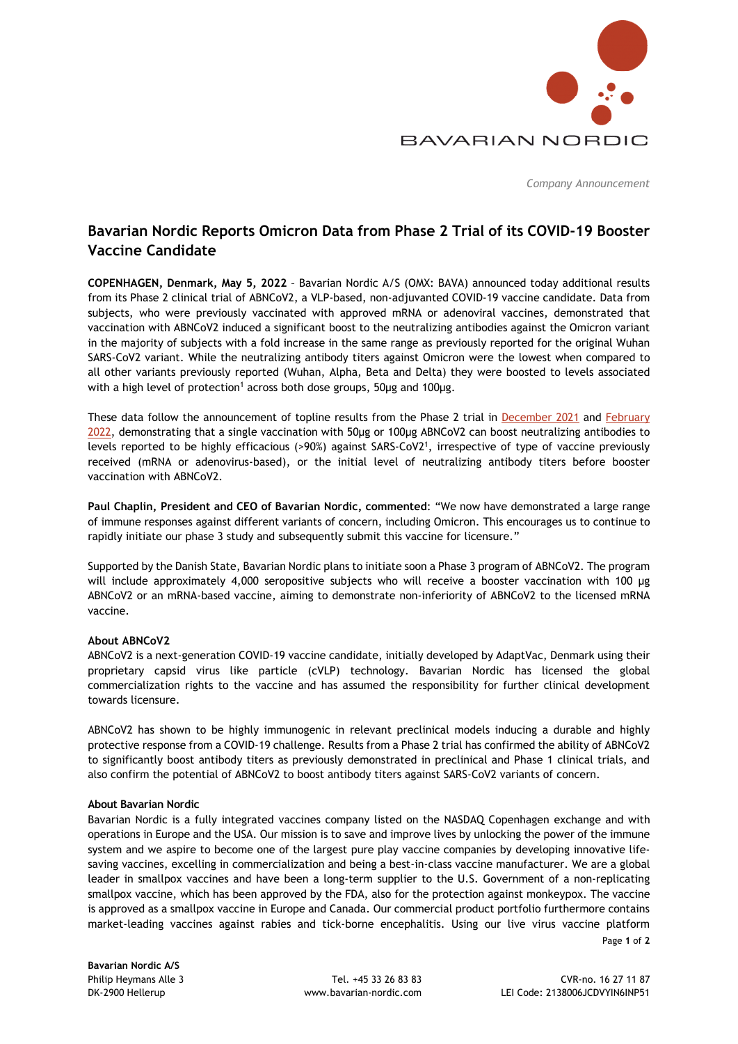*Company Announcement*

# Bavarian Nordic Reports Omicron Data from Phase 2 Trial of its COVID-19 Booster Vaccine Candidate

**COPENHAGEN, Denmark, May 5, 2022** – Bavarian Nordic A/S (OMX: BAVA) announced today additional results from its Phase 2 clinical trial of ABNCoV2, a VLP-based, non-adjuvanted COVID-19 vaccine candidate. Data from subjects, who were previously vaccinated with approved mRNA or adenoviral vaccines, demonstrated that vaccination with ABNCoV2 induced a significant boost to the neutralizing antibodies against the Omicron variant in the majority of subjects with a fold increase in the same range as previously reported for the original Wuhan SARS-CoV2 variant. While the neutralizing antibody titers against Omicron were the lowest when compared to all other variants previously reported (Wuhan, Alpha, Beta and Delta) they were boosted to levels associated with a high level of protection[1] across both dose groups, 50µg and 100µg.

These data follow the announcement of topline results from the Phase 2 trial in December 2021 and February 2022, demonstrating that a single vaccination with 50µg or 100µg ABNCoV2 can boost neutralizing antibodies to levels reported to be highly efficacious (>90%) against SARS-CoV2[1], irrespective of type of vaccine previously received (mRNA or adenovirus-based), or the initial level of neutralizing antibody titers before booster vaccination with ABNCoV2.

**Paul Chaplin, President and CEO of Bavarian Nordic, commented**: "We now have demonstrated a large range of immune responses against different variants of concern, including Omicron. This encourages us to continue to rapidly initiate our phase 3 study and subsequently submit this vaccine for licensure."

Supported by the Danish State, Bavarian Nordic plans to initiate soon a Phase 3 program of ABNCoV2. The program will include approximately 4,000 seropositive subjects who will receive a booster vaccination with 100 µg ABNCoV2 or an mRNA-based vaccine, aiming to demonstrate non-inferiority of ABNCoV2 to the licensed mRNA vaccine.

**About ABNCoV2**

ABNCoV2 is a next-generation COVID-19 vaccine candidate, initially developed by AdaptVac, Denmark using their proprietary capsid virus like particle (cVLP) technology. Bavarian Nordic has licensed the global commercialization rights to the vaccine and has assumed the responsibility for further clinical development towards licensure.

ABNCoV2 has shown to be highly immunogenic in relevant preclinical models inducing a durable and highly protective response from a COVID-19 challenge. Results from a Phase 2 trial has confirmed the ability of ABNCoV2 to significantly boost antibody titers as previously demonstrated in preclinical and Phase 1 clinical trials, and also confirm the potential of ABNCoV2 to boost antibody titers against SARS-CoV2 variants of concern.

**About Bavarian Nordic**

Bavarian Nordic is a fully integrated vaccines company listed on the NASDAQ Copenhagen exchange and with operations in Europe and the USA. Our mission is to save and improve lives by unlocking the power of the immune system and we aspire to become one of the largest pure play vaccine companies by developing innovative life-saving vaccines, excelling in commercialization and being a best-in-class vaccine manufacturer. We are a global leader in smallpox vaccines and have been a long-term supplier to the U.S. Government of a non-replicating smallpox vaccine, which has been approved by the FDA, also for the protection against monkeypox. The vaccine is approved as a smallpox vaccine in Europe and Canada. Our commercial product portfolio furthermore contains market-leading vaccines against rabies and tick-borne encephalitis. Using our live virus vaccine platform

**Bavarian Nordic A/S**
Philip Heymans Alle 3
DK-2900 Hellerup

Tel. +45 33 26 83 83
www.bavarian-nordic.com

CVR-no. 16 27 11 87
LEI Code: 2138006JCDVYIN6INP51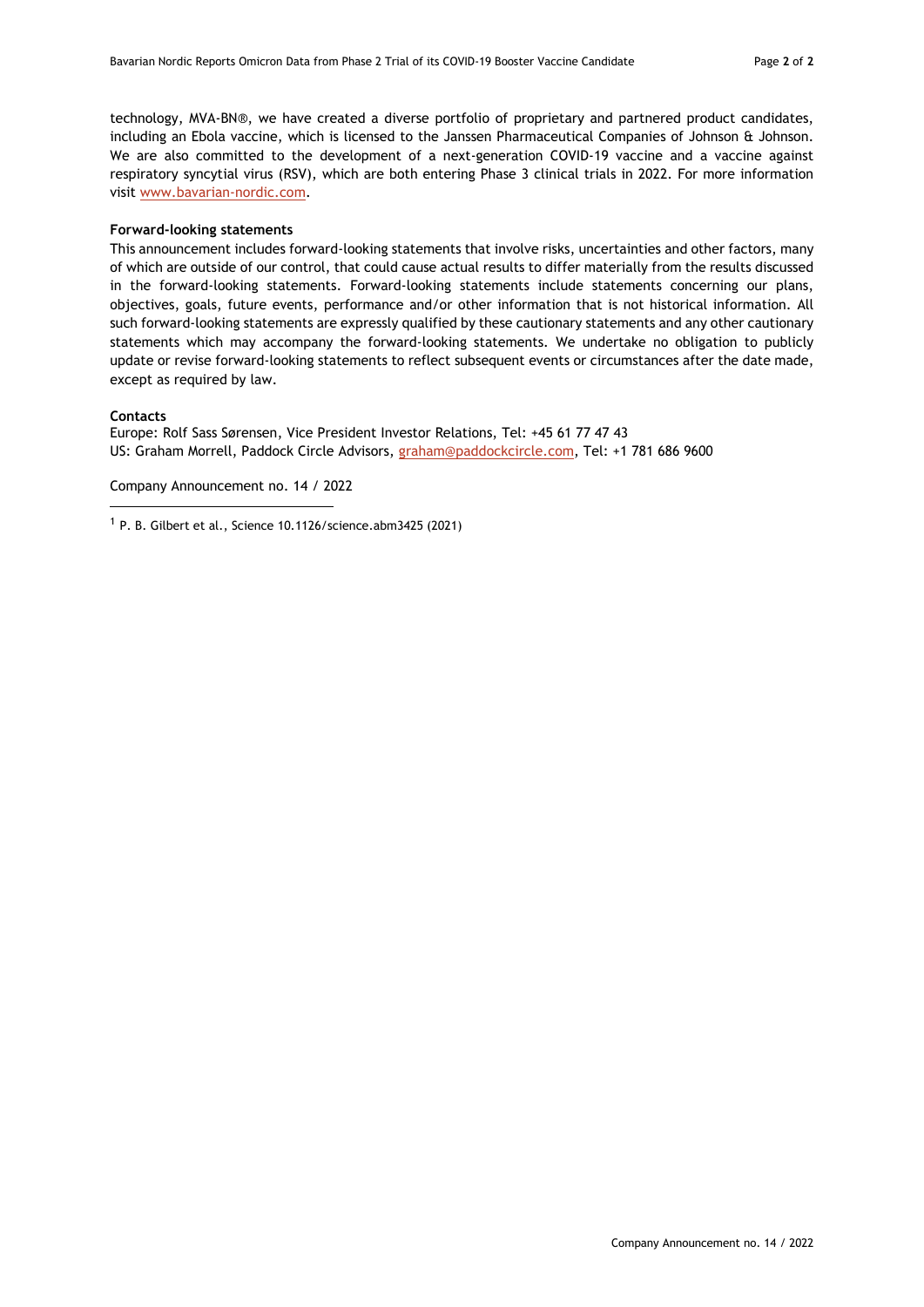technology, MVA-BN®, we have created a diverse portfolio of proprietary and partnered product candidates, including an Ebola vaccine, which is licensed to the Janssen Pharmaceutical Companies of Johnson & Johnson. We are also committed to the development of a next-generation COVID-19 vaccine and a vaccine against respiratory syncytial virus (RSV), which are both entering Phase 3 clinical trials in 2022. For more information visit www.bavarian-nordic.com.

**Forward-looking statements**

This announcement includes forward-looking statements that involve risks, uncertainties and other factors, many of which are outside of our control, that could cause actual results to differ materially from the results discussed in the forward-looking statements. Forward-looking statements include statements concerning our plans, objectives, goals, future events, performance and/or other information that is not historical information. All such forward-looking statements are expressly qualified by these cautionary statements and any other cautionary statements which may accompany the forward-looking statements. We undertake no obligation to publicly update or revise forward-looking statements to reflect subsequent events or circumstances after the date made, except as required by law.

**Contacts**

Europe: Rolf Sass Sørensen, Vice President Investor Relations, Tel: +45 61 77 47 43
US: Graham Morrell, Paddock Circle Advisors, graham@paddockcircle.com, Tel: +1 781 686 9600

Company Announcement no. 14 / 2022

[1] P. B. Gilbert et al., Science 10.1126/science.abm3425 (2021)